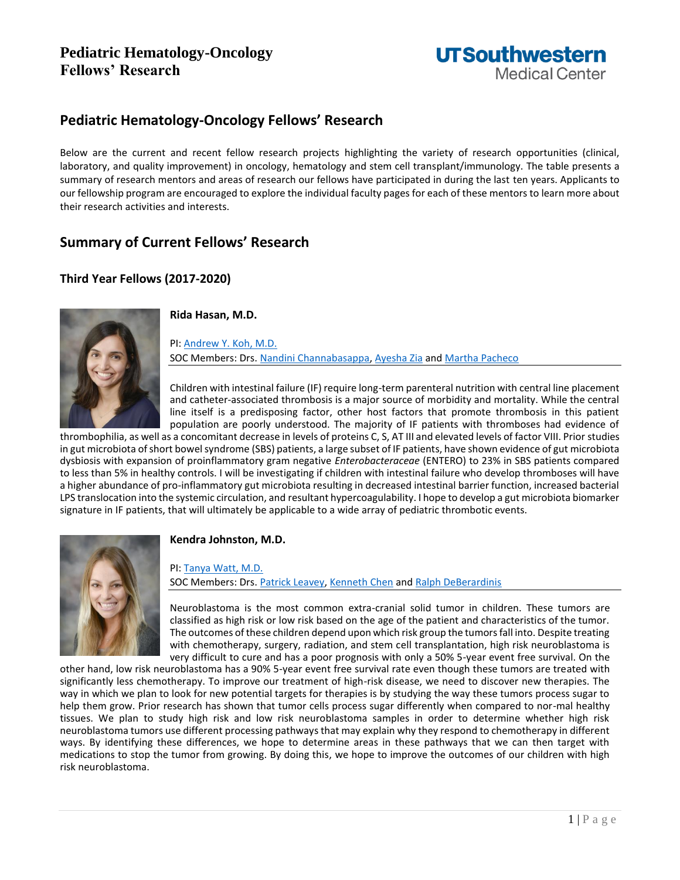# Pediatric Hematology-Oncology Fellows' Research

Below are the current and recent fellow research projects highlighting the variety of research opportunities (clinical, laboratory, and quality improvement) in oncology, hematology and stem cell transplant/immunology. The table presents a summary of research mentors and areas of research our fellows have participated in during the last ten years. Applicants to our fellowship program are encouraged to explore the individual faculty pages for each of these mentors to learn more about their research activities and interests.

## Summary of Current Fellows' Research

### Third Year Fellows (2017-2020)

**Rida Hasan, M.D.**

PI: Andrew Y. Koh, M.D.
SOC Members: Drs. Nandini Channabasappa, Ayesha Zia and Martha Pacheco

Children with intestinal failure (IF) require long-term parenteral nutrition with central line placement and catheter-associated thrombosis is a major source of morbidity and mortality. While the central line itself is a predisposing factor, other host factors that promote thrombosis in this patient population are poorly understood. The majority of IF patients with thromboses had evidence of thrombophilia, as well as a concomitant decrease in levels of proteins C, S, AT III and elevated levels of factor VIII. Prior studies in gut microbiota of short bowel syndrome (SBS) patients, a large subset of IF patients, have shown evidence of gut microbiota dysbiosis with expansion of proinflammatory gram negative *Enterobacteraceae* (ENTERO) to 23% in SBS patients compared to less than 5% in healthy controls. I will be investigating if children with intestinal failure who develop thromboses will have a higher abundance of pro-inflammatory gut microbiota resulting in decreased intestinal barrier function, increased bacterial LPS translocation into the systemic circulation, and resultant hypercoagulability. I hope to develop a gut microbiota biomarker signature in IF patients, that will ultimately be applicable to a wide array of pediatric thrombotic events.

**Kendra Johnston, M.D.**

PI: Tanya Watt, M.D.
SOC Members: Drs. Patrick Leavey, Kenneth Chen and Ralph DeBerardinis

Neuroblastoma is the most common extra-cranial solid tumor in children. These tumors are classified as high risk or low risk based on the age of the patient and characteristics of the tumor. The outcomes of these children depend upon which risk group the tumors fall into. Despite treating with chemotherapy, surgery, radiation, and stem cell transplantation, high risk neuroblastoma is very difficult to cure and has a poor prognosis with only a 50% 5-year event free survival. On the other hand, low risk neuroblastoma has a 90% 5-year event free survival rate even though these tumors are treated with significantly less chemotherapy. To improve our treatment of high-risk disease, we need to discover new therapies. The way in which we plan to look for new potential targets for therapies is by studying the way these tumors process sugar to help them grow. Prior research has shown that tumor cells process sugar differently when compared to nor-mal healthy tissues. We plan to study high risk and low risk neuroblastoma samples in order to determine whether high risk neuroblastoma tumors use different processing pathways that may explain why they respond to chemotherapy in different ways. By identifying these differences, we hope to determine areas in these pathways that we can then target with medications to stop the tumor from growing. By doing this, we hope to improve the outcomes of our children with high risk neuroblastoma.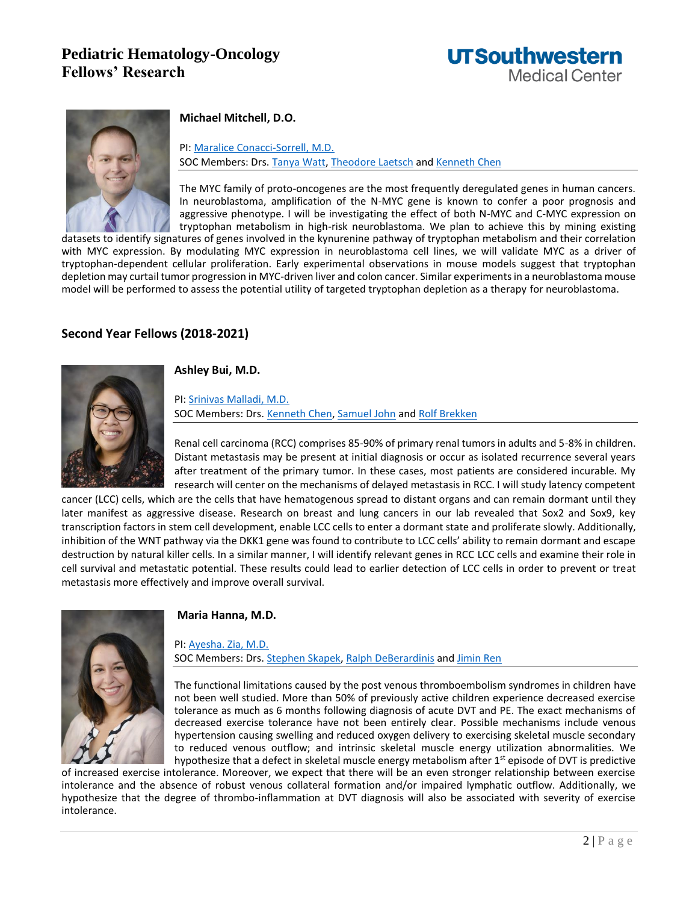**Michael Mitchell, D.O.**

PI: Maralice Conacci-Sorrell, M.D.
SOC Members: Drs. Tanya Watt, Theodore Laetsch and Kenneth Chen

The MYC family of proto-oncogenes are the most frequently deregulated genes in human cancers. In neuroblastoma, amplification of the N-MYC gene is known to confer a poor prognosis and aggressive phenotype. I will be investigating the effect of both N-MYC and C-MYC expression on tryptophan metabolism in high-risk neuroblastoma. We plan to achieve this by mining existing datasets to identify signatures of genes involved in the kynurenine pathway of tryptophan metabolism and their correlation with MYC expression. By modulating MYC expression in neuroblastoma cell lines, we will validate MYC as a driver of tryptophan-dependent cellular proliferation. Early experimental observations in mouse models suggest that tryptophan depletion may curtail tumor progression in MYC-driven liver and colon cancer. Similar experiments in a neuroblastoma mouse model will be performed to assess the potential utility of targeted tryptophan depletion as a therapy for neuroblastoma.

## Second Year Fellows (2018-2021)

**Ashley Bui, M.D.**

PI: Srinivas Malladi, M.D.
SOC Members: Drs. Kenneth Chen, Samuel John and Rolf Brekken

Renal cell carcinoma (RCC) comprises 85-90% of primary renal tumors in adults and 5-8% in children. Distant metastasis may be present at initial diagnosis or occur as isolated recurrence several years after treatment of the primary tumor. In these cases, most patients are considered incurable. My research will center on the mechanisms of delayed metastasis in RCC. I will study latency competent cancer (LCC) cells, which are the cells that have hematogenous spread to distant organs and can remain dormant until they later manifest as aggressive disease. Research on breast and lung cancers in our lab revealed that Sox2 and Sox9, key transcription factors in stem cell development, enable LCC cells to enter a dormant state and proliferate slowly. Additionally, inhibition of the WNT pathway via the DKK1 gene was found to contribute to LCC cells' ability to remain dormant and escape destruction by natural killer cells. In a similar manner, I will identify relevant genes in RCC LCC cells and examine their role in cell survival and metastatic potential. These results could lead to earlier detection of LCC cells in order to prevent or treat metastasis more effectively and improve overall survival.

**Maria Hanna, M.D.**

PI: Ayesha. Zia, M.D.
SOC Members: Drs. Stephen Skapek, Ralph DeBerardinis and Jimin Ren

The functional limitations caused by the post venous thromboembolism syndromes in children have not been well studied. More than 50% of previously active children experience decreased exercise tolerance as much as 6 months following diagnosis of acute DVT and PE. The exact mechanisms of decreased exercise tolerance have not been entirely clear. Possible mechanisms include venous hypertension causing swelling and reduced oxygen delivery to exercising skeletal muscle secondary to reduced venous outflow; and intrinsic skeletal muscle energy utilization abnormalities. We hypothesize that a defect in skeletal muscle energy metabolism after 1st episode of DVT is predictive of increased exercise intolerance. Moreover, we expect that there will be an even stronger relationship between exercise intolerance and the absence of robust venous collateral formation and/or impaired lymphatic outflow. Additionally, we hypothesize that the degree of thrombo-inflammation at DVT diagnosis will also be associated with severity of exercise intolerance.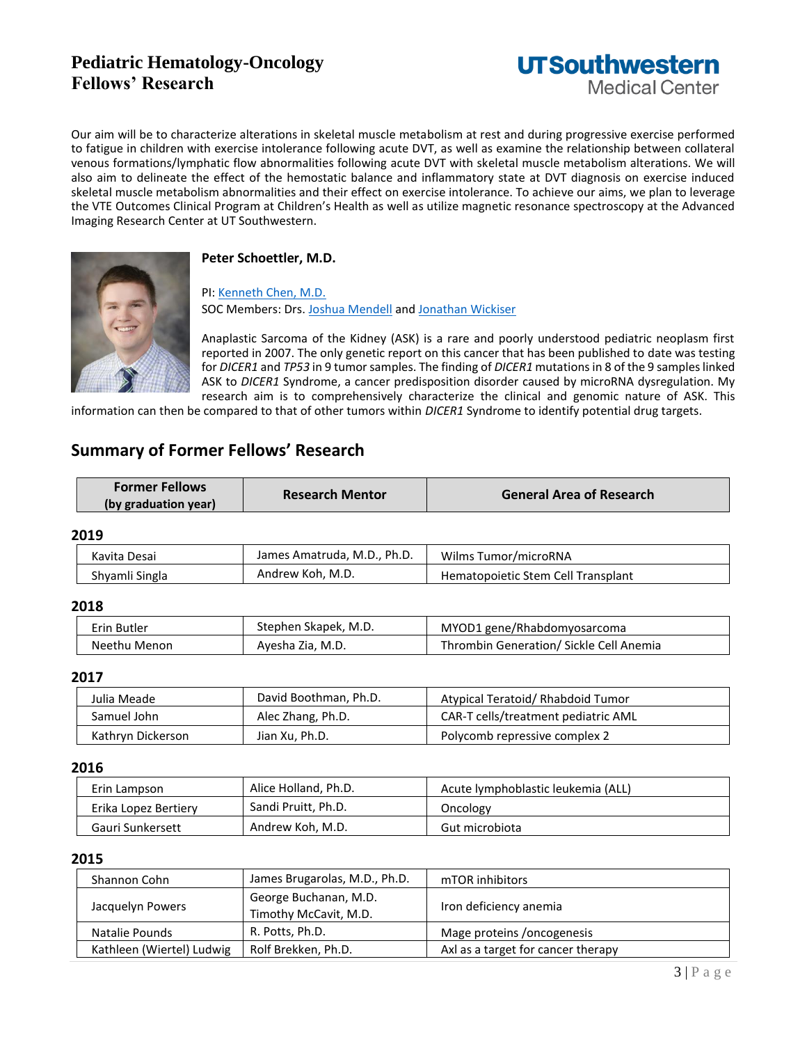Our aim will be to characterize alterations in skeletal muscle metabolism at rest and during progressive exercise performed to fatigue in children with exercise intolerance following acute DVT, as well as examine the relationship between collateral venous formations/lymphatic flow abnormalities following acute DVT with skeletal muscle metabolism alterations. We will also aim to delineate the effect of the hemostatic balance and inflammatory state at DVT diagnosis on exercise induced skeletal muscle metabolism abnormalities and their effect on exercise intolerance. To achieve our aims, we plan to leverage the VTE Outcomes Clinical Program at Children's Health as well as utilize magnetic resonance spectroscopy at the Advanced Imaging Research Center at UT Southwestern.

**Peter Schoettler, M.D.**

PI: Kenneth Chen, M.D.
SOC Members: Drs. Joshua Mendell and Jonathan Wickiser

Anaplastic Sarcoma of the Kidney (ASK) is a rare and poorly understood pediatric neoplasm first reported in 2007. The only genetic report on this cancer that has been published to date was testing for *DICER1* and *TP53* in 9 tumor samples. The finding of *DICER1* mutations in 8 of the 9 samples linked ASK to *DICER1* Syndrome, a cancer predisposition disorder caused by microRNA dysregulation. My research aim is to comprehensively characterize the clinical and genomic nature of ASK. This information can then be compared to that of other tumors within *DICER1* Syndrome to identify potential drug targets.

## Summary of Former Fellows' Research

| Former Fellows (by graduation year) | Research Mentor | General Area of Research |
|---|---|---|
| **2019** | | |
| Kavita Desai | James Amatruda, M.D., Ph.D. | Wilms Tumor/microRNA |
| Shyamli Singla | Andrew Koh, M.D. | Hematopoietic Stem Cell Transplant |
| **2018** | | |
| Erin Butler | Stephen Skapek, M.D. | MYOD1 gene/Rhabdomyosarcoma |
| Neethu Menon | Ayesha Zia, M.D. | Thrombin Generation/ Sickle Cell Anemia |
| **2017** | | |
| Julia Meade | David Boothman, Ph.D. | Atypical Teratoid/ Rhabdoid Tumor |
| Samuel John | Alec Zhang, Ph.D. | CAR-T cells/treatment pediatric AML |
| Kathryn Dickerson | Jian Xu, Ph.D. | Polycomb repressive complex 2 |
| **2016** | | |
| Erin Lampson | Alice Holland, Ph.D. | Acute lymphoblastic leukemia (ALL) |
| Erika Lopez Bertiery | Sandi Pruitt, Ph.D. | Oncology |
| Gauri Sunkersett | Andrew Koh, M.D. | Gut microbiota |
| **2015** | | |
| Shannon Cohn | James Brugarolas, M.D., Ph.D. | mTOR inhibitors |
| Jacquelyn Powers | George Buchanan, M.D.<br>Timothy McCavit, M.D. | Iron deficiency anemia |
| Natalie Pounds | R. Potts, Ph.D. | Mage proteins /oncogenesis |
| Kathleen (Wiertel) Ludwig | Rolf Brekken, Ph.D. | Axl as a target for cancer therapy |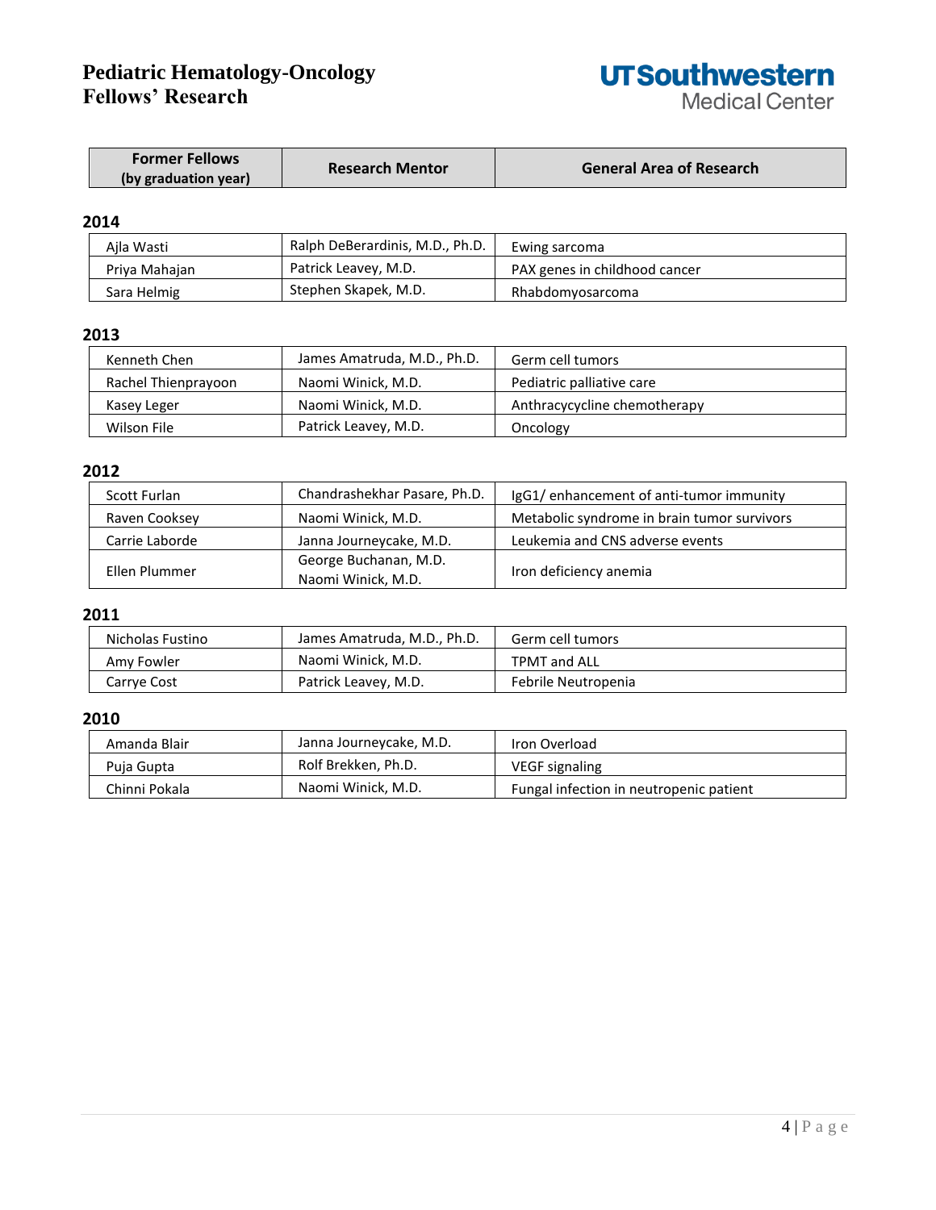# Pediatric Hematology-Oncology Fellows' Research

UTSouthwestern Medical Center

| Former Fellows (by graduation year) | Research Mentor | General Area of Research |
| --- | --- | --- |

**2014**

| | | |
| --- | --- | --- |
| Ajla Wasti | Ralph DeBerardinis, M.D., Ph.D. | Ewing sarcoma |
| Priya Mahajan | Patrick Leavey, M.D. | PAX genes in childhood cancer |
| Sara Helmig | Stephen Skapek, M.D. | Rhabdomyosarcoma |

**2013**

| | | |
| --- | --- | --- |
| Kenneth Chen | James Amatruda, M.D., Ph.D. | Germ cell tumors |
| Rachel Thienprayoon | Naomi Winick, M.D. | Pediatric palliative care |
| Kasey Leger | Naomi Winick, M.D. | Anthracycycline chemotherapy |
| Wilson File | Patrick Leavey, M.D. | Oncology |

**2012**

| | | |
| --- | --- | --- |
| Scott Furlan | Chandrashekhar Pasare, Ph.D. | IgG1/ enhancement of anti-tumor immunity |
| Raven Cooksey | Naomi Winick, M.D. | Metabolic syndrome in brain tumor survivors |
| Carrie Laborde | Janna Journeycake, M.D. | Leukemia and CNS adverse events |
| Ellen Plummer | George Buchanan, M.D.<br>Naomi Winick, M.D. | Iron deficiency anemia |

**2011**

| | | |
| --- | --- | --- |
| Nicholas Fustino | James Amatruda, M.D., Ph.D. | Germ cell tumors |
| Amy Fowler | Naomi Winick, M.D. | TPMT and ALL |
| Carrye Cost | Patrick Leavey, M.D. | Febrile Neutropenia |

**2010**

| | | |
| --- | --- | --- |
| Amanda Blair | Janna Journeycake, M.D. | Iron Overload |
| Puja Gupta | Rolf Brekken, Ph.D. | VEGF signaling |
| Chinni Pokala | Naomi Winick, M.D. | Fungal infection in neutropenic patient |